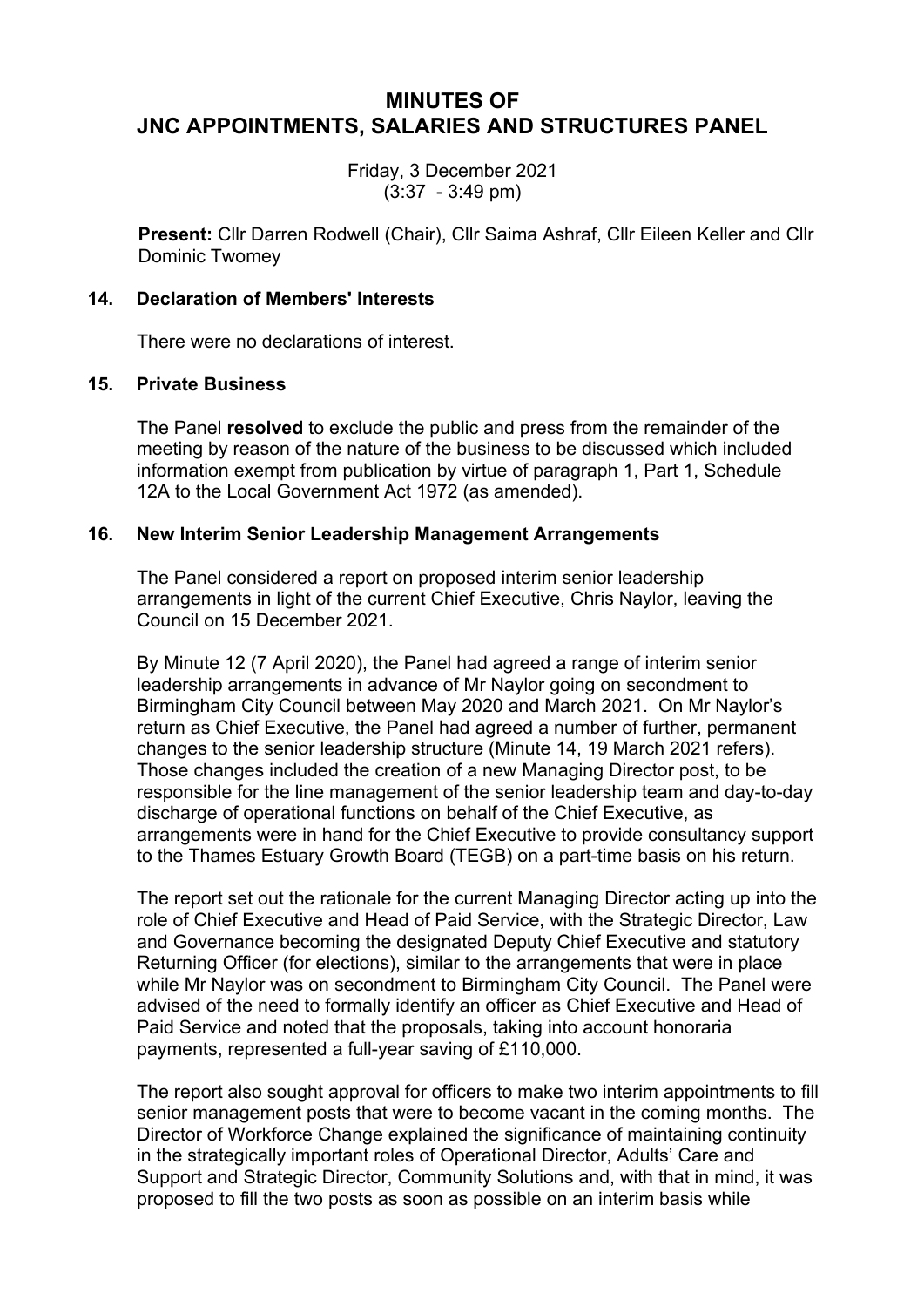# MINUTES OF
# JNC APPOINTMENTS, SALARIES AND STRUCTURES PANEL

Friday, 3 December 2021
(3:37 - 3:49 pm)

**Present:** Cllr Darren Rodwell (Chair), Cllr Saima Ashraf, Cllr Eileen Keller and Cllr Dominic Twomey

## 14. Declaration of Members' Interests

There were no declarations of interest.

## 15. Private Business

The Panel **resolved** to exclude the public and press from the remainder of the meeting by reason of the nature of the business to be discussed which included information exempt from publication by virtue of paragraph 1, Part 1, Schedule 12A to the Local Government Act 1972 (as amended).

## 16. New Interim Senior Leadership Management Arrangements

The Panel considered a report on proposed interim senior leadership arrangements in light of the current Chief Executive, Chris Naylor, leaving the Council on 15 December 2021.

By Minute 12 (7 April 2020), the Panel had agreed a range of interim senior leadership arrangements in advance of Mr Naylor going on secondment to Birmingham City Council between May 2020 and March 2021. On Mr Naylor's return as Chief Executive, the Panel had agreed a number of further, permanent changes to the senior leadership structure (Minute 14, 19 March 2021 refers). Those changes included the creation of a new Managing Director post, to be responsible for the line management of the senior leadership team and day-to-day discharge of operational functions on behalf of the Chief Executive, as arrangements were in hand for the Chief Executive to provide consultancy support to the Thames Estuary Growth Board (TEGB) on a part-time basis on his return.

The report set out the rationale for the current Managing Director acting up into the role of Chief Executive and Head of Paid Service, with the Strategic Director, Law and Governance becoming the designated Deputy Chief Executive and statutory Returning Officer (for elections), similar to the arrangements that were in place while Mr Naylor was on secondment to Birmingham City Council. The Panel were advised of the need to formally identify an officer as Chief Executive and Head of Paid Service and noted that the proposals, taking into account honoraria payments, represented a full-year saving of £110,000.

The report also sought approval for officers to make two interim appointments to fill senior management posts that were to become vacant in the coming months. The Director of Workforce Change explained the significance of maintaining continuity in the strategically important roles of Operational Director, Adults' Care and Support and Strategic Director, Community Solutions and, with that in mind, it was proposed to fill the two posts as soon as possible on an interim basis while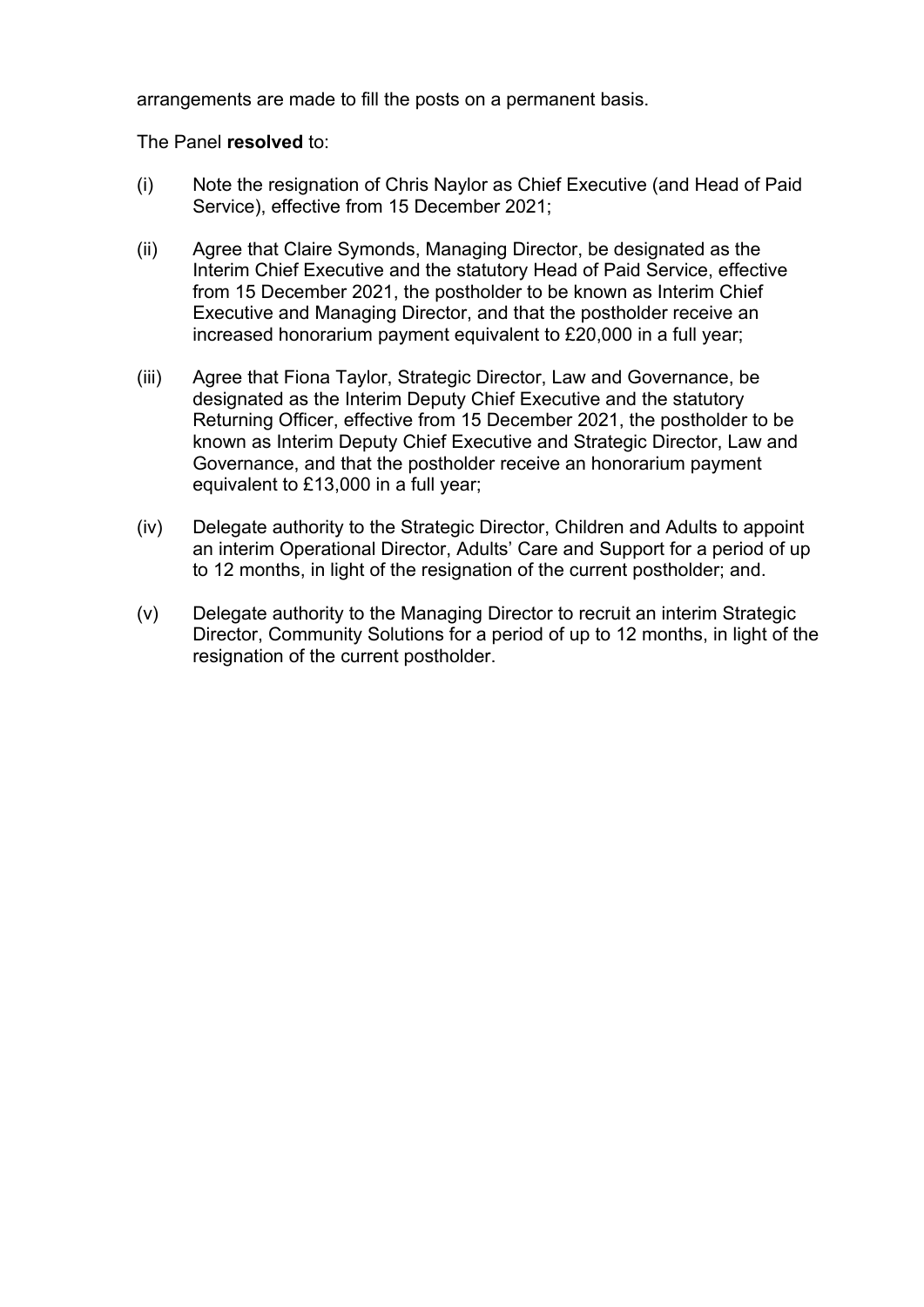arrangements are made to fill the posts on a permanent basis.

The Panel **resolved** to:

(i) Note the resignation of Chris Naylor as Chief Executive (and Head of Paid Service), effective from 15 December 2021;

(ii) Agree that Claire Symonds, Managing Director, be designated as the Interim Chief Executive and the statutory Head of Paid Service, effective from 15 December 2021, the postholder to be known as Interim Chief Executive and Managing Director, and that the postholder receive an increased honorarium payment equivalent to £20,000 in a full year;

(iii) Agree that Fiona Taylor, Strategic Director, Law and Governance, be designated as the Interim Deputy Chief Executive and the statutory Returning Officer, effective from 15 December 2021, the postholder to be known as Interim Deputy Chief Executive and Strategic Director, Law and Governance, and that the postholder receive an honorarium payment equivalent to £13,000 in a full year;

(iv) Delegate authority to the Strategic Director, Children and Adults to appoint an interim Operational Director, Adults' Care and Support for a period of up to 12 months, in light of the resignation of the current postholder; and.

(v) Delegate authority to the Managing Director to recruit an interim Strategic Director, Community Solutions for a period of up to 12 months, in light of the resignation of the current postholder.